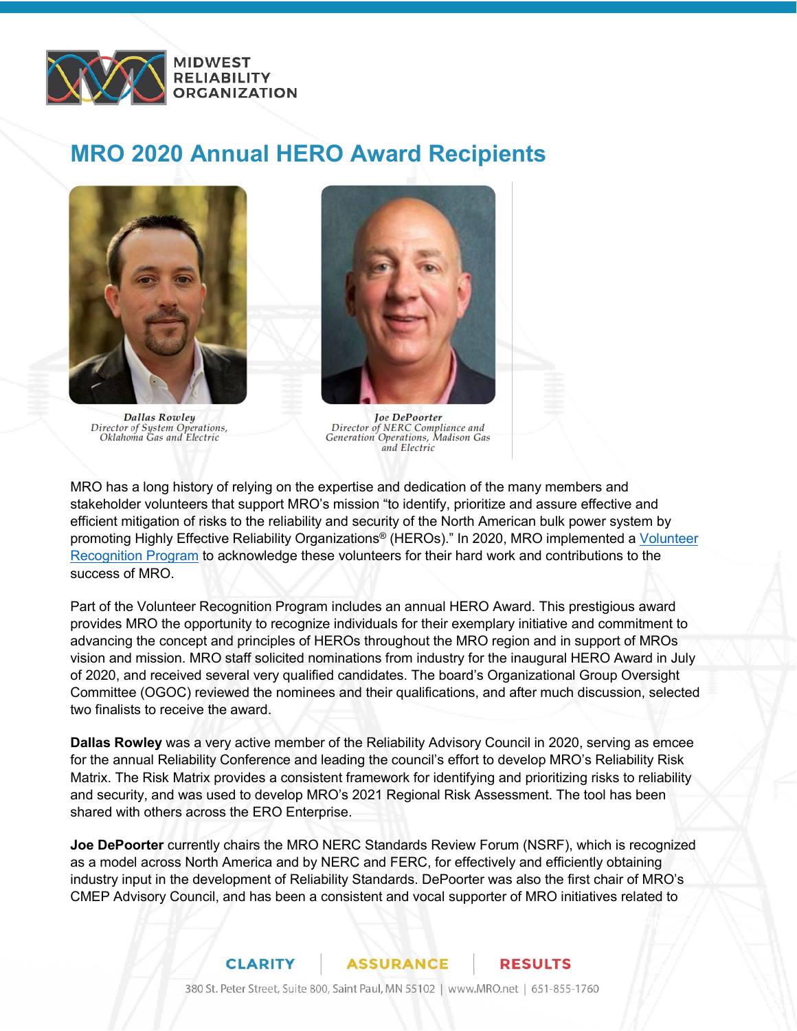# MRO 2020 Annual HERO Award Recipients

**Dallas Rowley**
*Director of System Operations, Oklahoma Gas and Electric*

**Joe DePoorter**
*Director of NERC Compliance and Generation Operations, Madison Gas and Electric*

MRO has a long history of relying on the expertise and dedication of the many members and stakeholder volunteers that support MRO's mission "to identify, prioritize and assure effective and efficient mitigation of risks to the reliability and security of the North American bulk power system by promoting Highly Effective Reliability Organizations® (HEROs)." In 2020, MRO implemented a [Volunteer Recognition Program] to acknowledge these volunteers for their hard work and contributions to the success of MRO.

Part of the Volunteer Recognition Program includes an annual HERO Award. This prestigious award provides MRO the opportunity to recognize individuals for their exemplary initiative and commitment to advancing the concept and principles of HEROs throughout the MRO region and in support of MROs vision and mission. MRO staff solicited nominations from industry for the inaugural HERO Award in July of 2020, and received several very qualified candidates. The board's Organizational Group Oversight Committee (OGOC) reviewed the nominees and their qualifications, and after much discussion, selected two finalists to receive the award.

**Dallas Rowley** was a very active member of the Reliability Advisory Council in 2020, serving as emcee for the annual Reliability Conference and leading the council's effort to develop MRO's Reliability Risk Matrix. The Risk Matrix provides a consistent framework for identifying and prioritizing risks to reliability and security, and was used to develop MRO's 2021 Regional Risk Assessment. The tool has been shared with others across the ERO Enterprise.

**Joe DePoorter** currently chairs the MRO NERC Standards Review Forum (NSRF), which is recognized as a model across North America and by NERC and FERC, for effectively and efficiently obtaining industry input in the development of Reliability Standards. DePoorter was also the first chair of MRO's CMEP Advisory Council, and has been a consistent and vocal supporter of MRO initiatives related to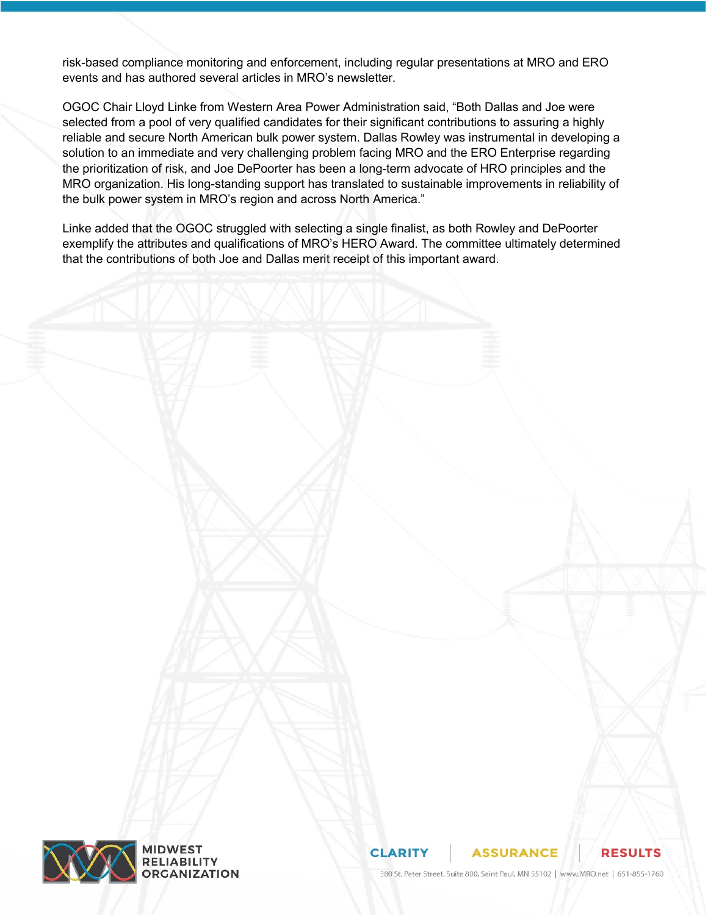risk-based compliance monitoring and enforcement, including regular presentations at MRO and ERO events and has authored several articles in MRO's newsletter.

OGOC Chair Lloyd Linke from Western Area Power Administration said, "Both Dallas and Joe were selected from a pool of very qualified candidates for their significant contributions to assuring a highly reliable and secure North American bulk power system. Dallas Rowley was instrumental in developing a solution to an immediate and very challenging problem facing MRO and the ERO Enterprise regarding the prioritization of risk, and Joe DePoorter has been a long-term advocate of HRO principles and the MRO organization. His long-standing support has translated to sustainable improvements in reliability of the bulk power system in MRO's region and across North America."

Linke added that the OGOC struggled with selecting a single finalist, as both Rowley and DePoorter exemplify the attributes and qualifications of MRO's HERO Award. The committee ultimately determined that the contributions of both Joe and Dallas merit receipt of this important award.